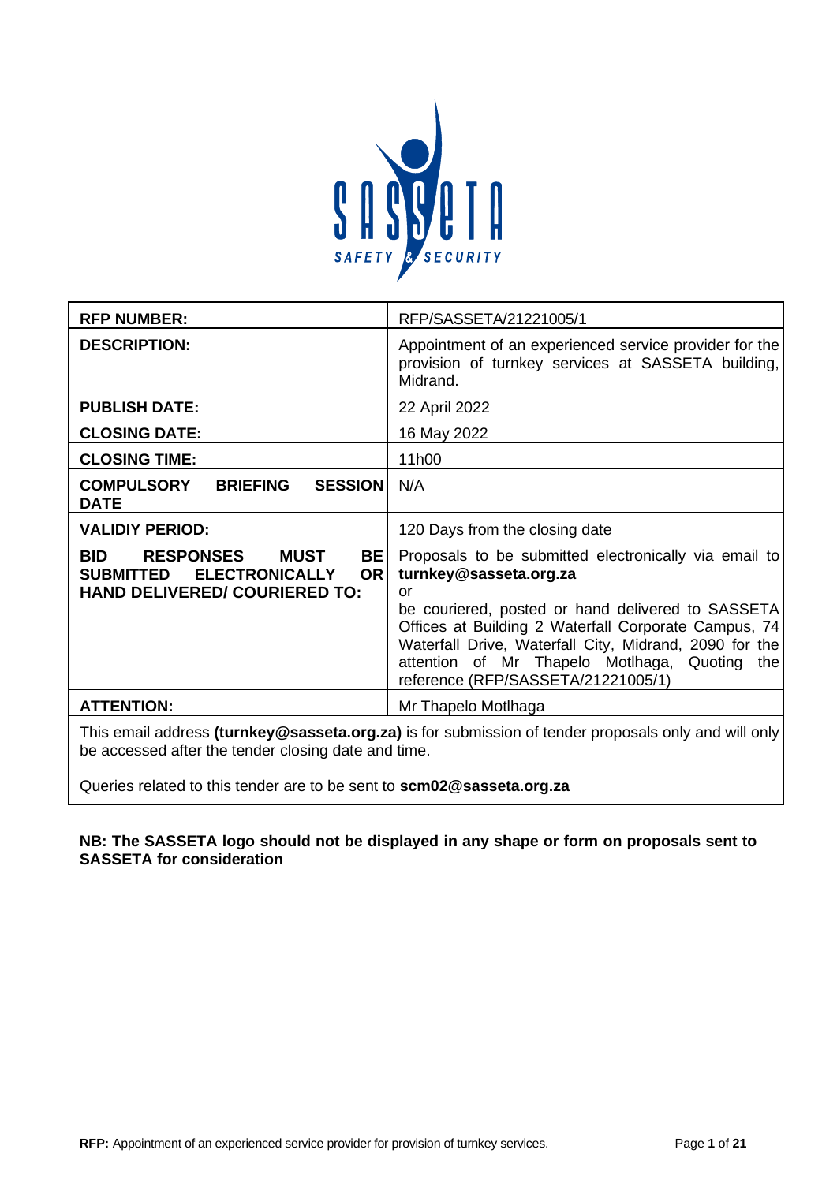| **RFP NUMBER:** | RFP/SASSETA/21221005/1 |
| --- | --- |
| **DESCRIPTION:** | Appointment of an experienced service provider for the provision of turnkey services at SASSETA building, Midrand. |
| **PUBLISH DATE:** | 22 April 2022 |
| **CLOSING DATE:** | 16 May 2022 |
| **CLOSING TIME:** | 11h00 |
| **COMPULSORY BRIEFING SESSION DATE** | N/A |
| **VALIDIY PERIOD:** | 120 Days from the closing date |
| **BID RESPONSES MUST BE SUBMITTED ELECTRONICALLY OR HAND DELIVERED/ COURIERED TO:** | Proposals to be submitted electronically via email to **turnkey@sasseta.org.za** or be couriered, posted or hand delivered to SASSETA Offices at Building 2 Waterfall Corporate Campus, 74 Waterfall Drive, Waterfall City, Midrand, 2090 for the attention of Mr Thapelo Motlhaga, Quoting the reference (RFP/SASSETA/21221005/1) |
| **ATTENTION:** | Mr Thapelo Motlhaga |

This email address **(turnkey@sasseta.org.za)** is for submission of tender proposals only and will only be accessed after the tender closing date and time.

Queries related to this tender are to be sent to **scm02@sasseta.org.za**

**NB: The SASSETA logo should not be displayed in any shape or form on proposals sent to SASSETA for consideration**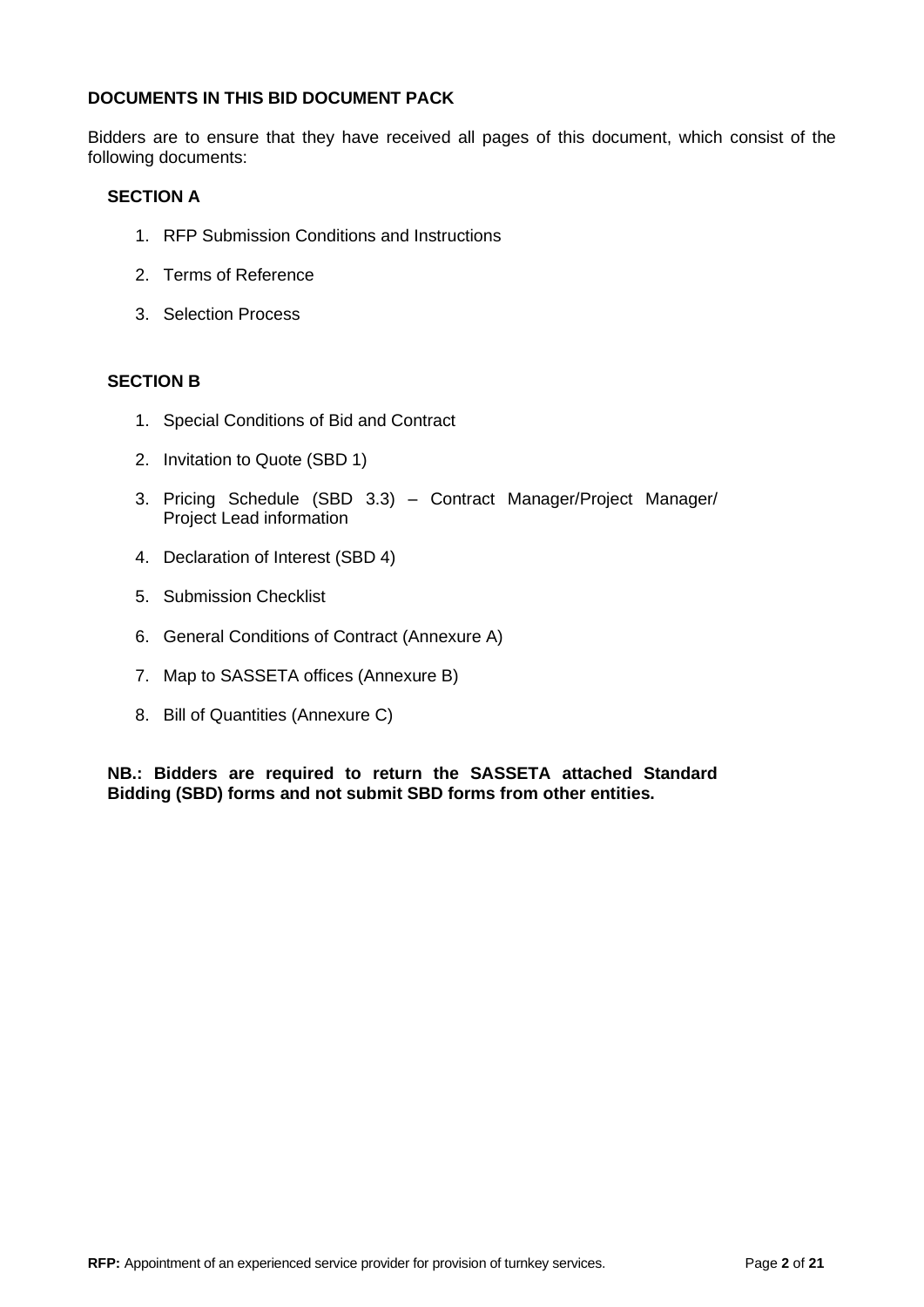## DOCUMENTS IN THIS BID DOCUMENT PACK

Bidders are to ensure that they have received all pages of this document, which consist of the following documents:

### SECTION A

1. RFP Submission Conditions and Instructions
2. Terms of Reference
3. Selection Process

### SECTION B

1. Special Conditions of Bid and Contract
2. Invitation to Quote (SBD 1)
3. Pricing Schedule (SBD 3.3) – Contract Manager/Project Manager/ Project Lead information
4. Declaration of Interest (SBD 4)
5. Submission Checklist
6. General Conditions of Contract (Annexure A)
7. Map to SASSETA offices (Annexure B)
8. Bill of Quantities (Annexure C)

**NB.: Bidders are required to return the SASSETA attached Standard Bidding (SBD) forms and not submit SBD forms from other entities.**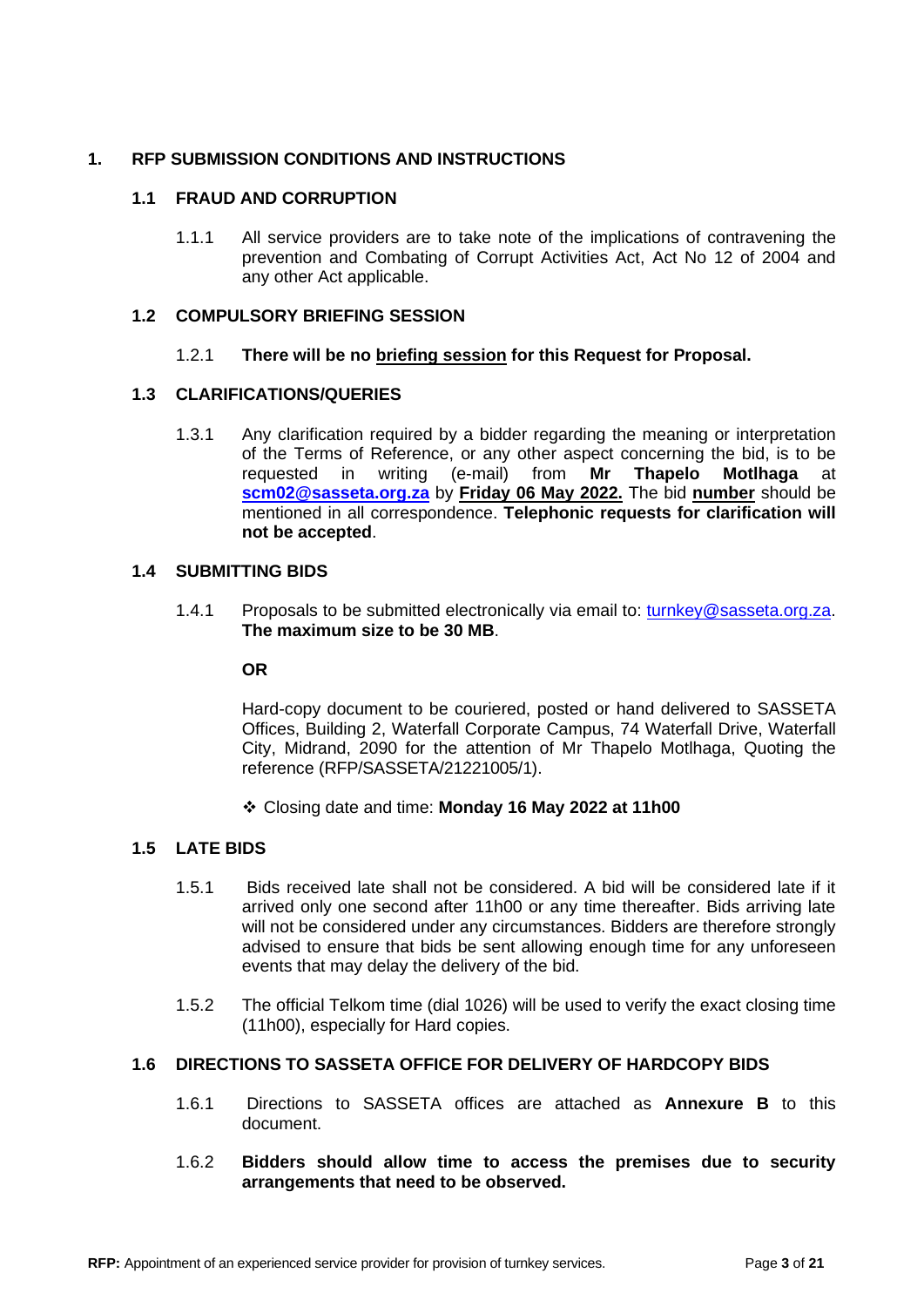# 1. RFP SUBMISSION CONDITIONS AND INSTRUCTIONS

## 1.1 FRAUD AND CORRUPTION

1.1.1 All service providers are to take note of the implications of contravening the prevention and Combating of Corrupt Activities Act, Act No 12 of 2004 and any other Act applicable.

## 1.2 COMPULSORY BRIEFING SESSION

1.2.1 **There will be no <u>briefing session</u> for this Request for Proposal.**

## 1.3 CLARIFICATIONS/QUERIES

1.3.1 Any clarification required by a bidder regarding the meaning or interpretation of the Terms of Reference, or any other aspect concerning the bid, is to be requested in writing (e-mail) from **Mr Thapelo Motlhaga** at **scm02@sasseta.org.za** by **<u>Friday 06 May 2022.</u>** The bid **<u>number</u>** should be mentioned in all correspondence. **Telephonic requests for clarification will not be accepted**.

## 1.4 SUBMITTING BIDS

1.4.1 Proposals to be submitted electronically via email to: turnkey@sasseta.org.za. **The maximum size to be 30 MB**.

**OR**

Hard-copy document to be couriered, posted or hand delivered to SASSETA Offices, Building 2, Waterfall Corporate Campus, 74 Waterfall Drive, Waterfall City, Midrand, 2090 for the attention of Mr Thapelo Motlhaga, Quoting the reference (RFP/SASSETA/21221005/1).

- Closing date and time: **Monday 16 May 2022 at 11h00**

## 1.5 LATE BIDS

1.5.1 Bids received late shall not be considered. A bid will be considered late if it arrived only one second after 11h00 or any time thereafter. Bids arriving late will not be considered under any circumstances. Bidders are therefore strongly advised to ensure that bids be sent allowing enough time for any unforeseen events that may delay the delivery of the bid.

1.5.2 The official Telkom time (dial 1026) will be used to verify the exact closing time (11h00), especially for Hard copies.

## 1.6 DIRECTIONS TO SASSETA OFFICE FOR DELIVERY OF HARDCOPY BIDS

1.6.1 Directions to SASSETA offices are attached as **Annexure B** to this document.

1.6.2 **Bidders should allow time to access the premises due to security arrangements that need to be observed.**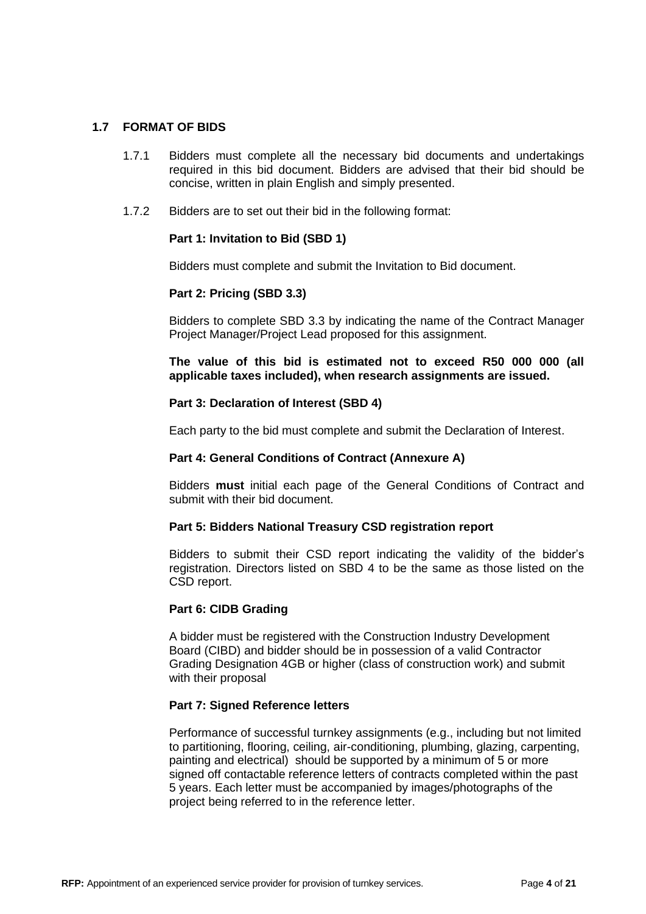## 1.7 FORMAT OF BIDS

1.7.1 Bidders must complete all the necessary bid documents and undertakings required in this bid document. Bidders are advised that their bid should be concise, written in plain English and simply presented.

1.7.2 Bidders are to set out their bid in the following format:

**Part 1: Invitation to Bid (SBD 1)**

Bidders must complete and submit the Invitation to Bid document.

**Part 2: Pricing (SBD 3.3)**

Bidders to complete SBD 3.3 by indicating the name of the Contract Manager Project Manager/Project Lead proposed for this assignment.

**The value of this bid is estimated not to exceed R50 000 000 (all applicable taxes included), when research assignments are issued.**

**Part 3: Declaration of Interest (SBD 4)**

Each party to the bid must complete and submit the Declaration of Interest.

**Part 4: General Conditions of Contract (Annexure A)**

Bidders **must** initial each page of the General Conditions of Contract and submit with their bid document.

**Part 5: Bidders National Treasury CSD registration report**

Bidders to submit their CSD report indicating the validity of the bidder's registration. Directors listed on SBD 4 to be the same as those listed on the CSD report.

**Part 6: CIDB Grading**

A bidder must be registered with the Construction Industry Development Board (CIBD) and bidder should be in possession of a valid Contractor Grading Designation 4GB or higher (class of construction work) and submit with their proposal

**Part 7: Signed Reference letters**

Performance of successful turnkey assignments (e.g., including but not limited to partitioning, flooring, ceiling, air-conditioning, plumbing, glazing, carpenting, painting and electrical) should be supported by a minimum of 5 or more signed off contactable reference letters of contracts completed within the past 5 years. Each letter must be accompanied by images/photographs of the project being referred to in the reference letter.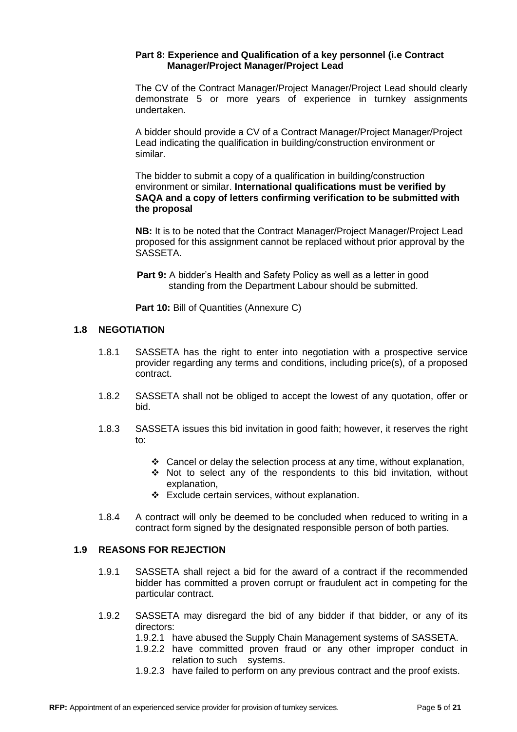**Part 8: Experience and Qualification of a key personnel (i.e Contract Manager/Project Manager/Project Lead**

The CV of the Contract Manager/Project Manager/Project Lead should clearly demonstrate 5 or more years of experience in turnkey assignments undertaken.

A bidder should provide a CV of a Contract Manager/Project Manager/Project Lead indicating the qualification in building/construction environment or similar.

The bidder to submit a copy of a qualification in building/construction environment or similar. **International qualifications must be verified by SAQA and a copy of letters confirming verification to be submitted with the proposal**

**NB:** It is to be noted that the Contract Manager/Project Manager/Project Lead proposed for this assignment cannot be replaced without prior approval by the SASSETA.

**Part 9:** A bidder's Health and Safety Policy as well as a letter in good standing from the Department Labour should be submitted.

**Part 10:** Bill of Quantities (Annexure C)

### 1.8 NEGOTIATION

1.8.1 SASSETA has the right to enter into negotiation with a prospective service provider regarding any terms and conditions, including price(s), of a proposed contract.

1.8.2 SASSETA shall not be obliged to accept the lowest of any quotation, offer or bid.

1.8.3 SASSETA issues this bid invitation in good faith; however, it reserves the right to:

- Cancel or delay the selection process at any time, without explanation,
- Not to select any of the respondents to this bid invitation, without explanation,
- Exclude certain services, without explanation.

1.8.4 A contract will only be deemed to be concluded when reduced to writing in a contract form signed by the designated responsible person of both parties.

### 1.9 REASONS FOR REJECTION

1.9.1 SASSETA shall reject a bid for the award of a contract if the recommended bidder has committed a proven corrupt or fraudulent act in competing for the particular contract.

1.9.2 SASSETA may disregard the bid of any bidder if that bidder, or any of its directors:

1.9.2.1 have abused the Supply Chain Management systems of SASSETA.

1.9.2.2 have committed proven fraud or any other improper conduct in relation to such systems.

1.9.2.3 have failed to perform on any previous contract and the proof exists.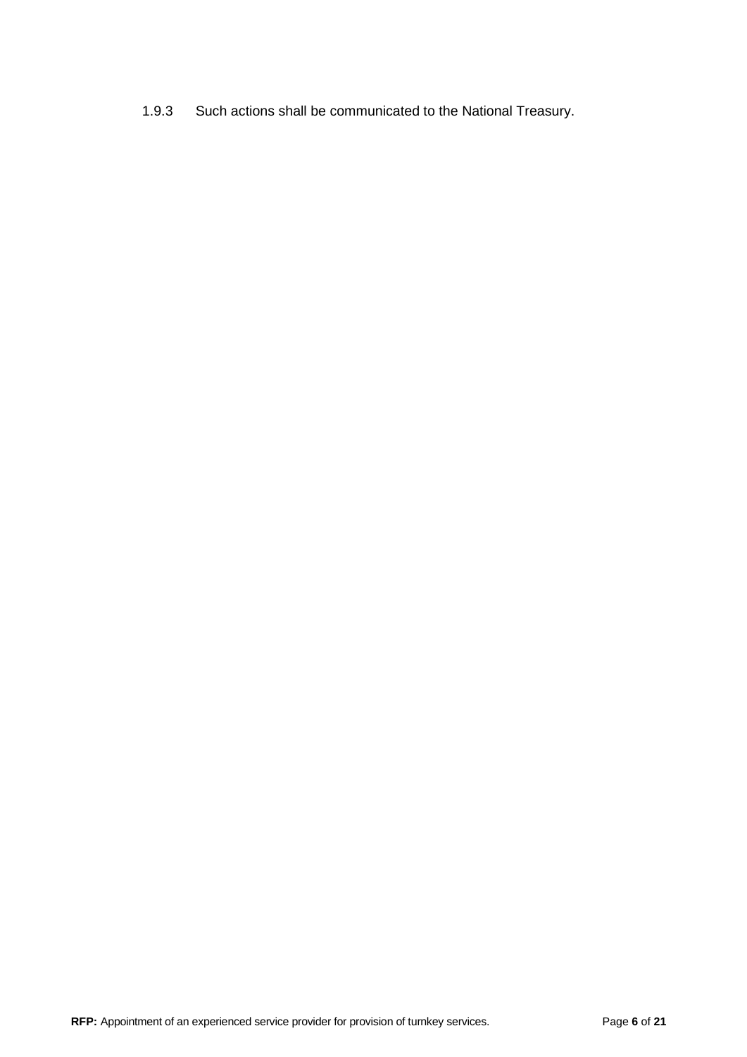1.9.3 Such actions shall be communicated to the National Treasury.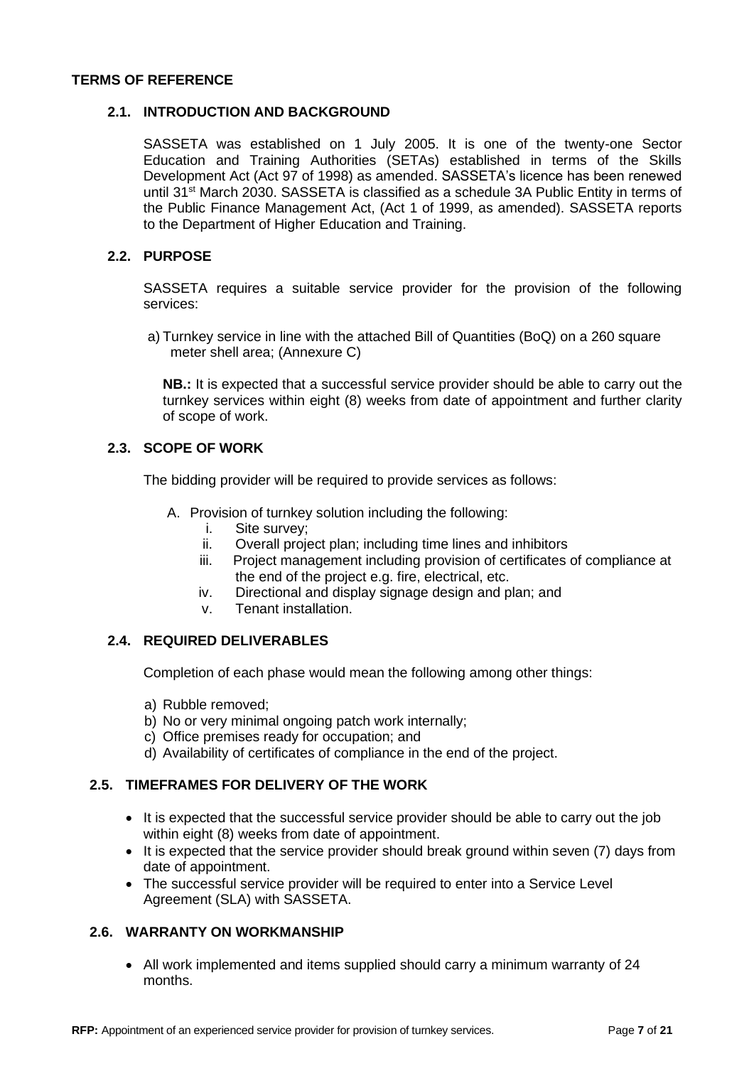## TERMS OF REFERENCE

### 2.1. INTRODUCTION AND BACKGROUND

SASSETA was established on 1 July 2005. It is one of the twenty-one Sector Education and Training Authorities (SETAs) established in terms of the Skills Development Act (Act 97 of 1998) as amended. SASSETA's licence has been renewed until 31st March 2030. SASSETA is classified as a schedule 3A Public Entity in terms of the Public Finance Management Act, (Act 1 of 1999, as amended). SASSETA reports to the Department of Higher Education and Training.

### 2.2. PURPOSE

SASSETA requires a suitable service provider for the provision of the following services:

a) Turnkey service in line with the attached Bill of Quantities (BoQ) on a 260 square meter shell area; (Annexure C)

**NB.:** It is expected that a successful service provider should be able to carry out the turnkey services within eight (8) weeks from date of appointment and further clarity of scope of work.

### 2.3. SCOPE OF WORK

The bidding provider will be required to provide services as follows:

A. Provision of turnkey solution including the following:
   i. Site survey;
   ii. Overall project plan; including time lines and inhibitors
   iii. Project management including provision of certificates of compliance at the end of the project e.g. fire, electrical, etc.
   iv. Directional and display signage design and plan; and
   v. Tenant installation.

### 2.4. REQUIRED DELIVERABLES

Completion of each phase would mean the following among other things:

a) Rubble removed;
b) No or very minimal ongoing patch work internally;
c) Office premises ready for occupation; and
d) Availability of certificates of compliance in the end of the project.

### 2.5. TIMEFRAMES FOR DELIVERY OF THE WORK

- It is expected that the successful service provider should be able to carry out the job within eight (8) weeks from date of appointment.
- It is expected that the service provider should break ground within seven (7) days from date of appointment.
- The successful service provider will be required to enter into a Service Level Agreement (SLA) with SASSETA.

### 2.6. WARRANTY ON WORKMANSHIP

- All work implemented and items supplied should carry a minimum warranty of 24 months.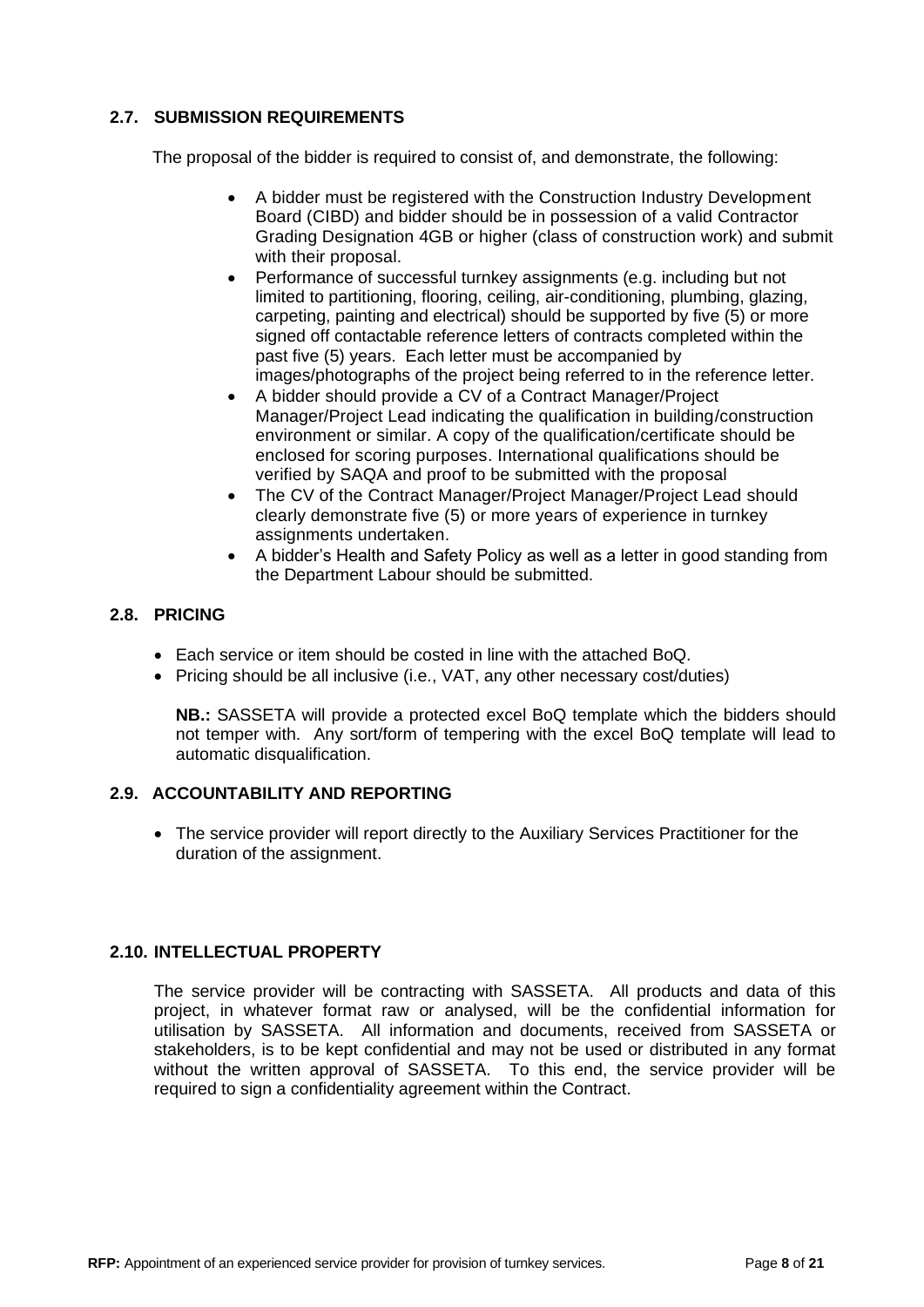### 2.7. SUBMISSION REQUIREMENTS

The proposal of the bidder is required to consist of, and demonstrate, the following:

- A bidder must be registered with the Construction Industry Development Board (CIBD) and bidder should be in possession of a valid Contractor Grading Designation 4GB or higher (class of construction work) and submit with their proposal.
- Performance of successful turnkey assignments (e.g. including but not limited to partitioning, flooring, ceiling, air-conditioning, plumbing, glazing, carpeting, painting and electrical) should be supported by five (5) or more signed off contactable reference letters of contracts completed within the past five (5) years. Each letter must be accompanied by images/photographs of the project being referred to in the reference letter.
- A bidder should provide a CV of a Contract Manager/Project Manager/Project Lead indicating the qualification in building/construction environment or similar. A copy of the qualification/certificate should be enclosed for scoring purposes. International qualifications should be verified by SAQA and proof to be submitted with the proposal
- The CV of the Contract Manager/Project Manager/Project Lead should clearly demonstrate five (5) or more years of experience in turnkey assignments undertaken.
- A bidder's Health and Safety Policy as well as a letter in good standing from the Department Labour should be submitted.

### 2.8. PRICING

- Each service or item should be costed in line with the attached BoQ.
- Pricing should be all inclusive (i.e., VAT, any other necessary cost/duties)

**NB.:** SASSETA will provide a protected excel BoQ template which the bidders should not temper with. Any sort/form of tempering with the excel BoQ template will lead to automatic disqualification.

### 2.9. ACCOUNTABILITY AND REPORTING

- The service provider will report directly to the Auxiliary Services Practitioner for the duration of the assignment.

### 2.10. INTELLECTUAL PROPERTY

The service provider will be contracting with SASSETA. All products and data of this project, in whatever format raw or analysed, will be the confidential information for utilisation by SASSETA. All information and documents, received from SASSETA or stakeholders, is to be kept confidential and may not be used or distributed in any format without the written approval of SASSETA. To this end, the service provider will be required to sign a confidentiality agreement within the Contract.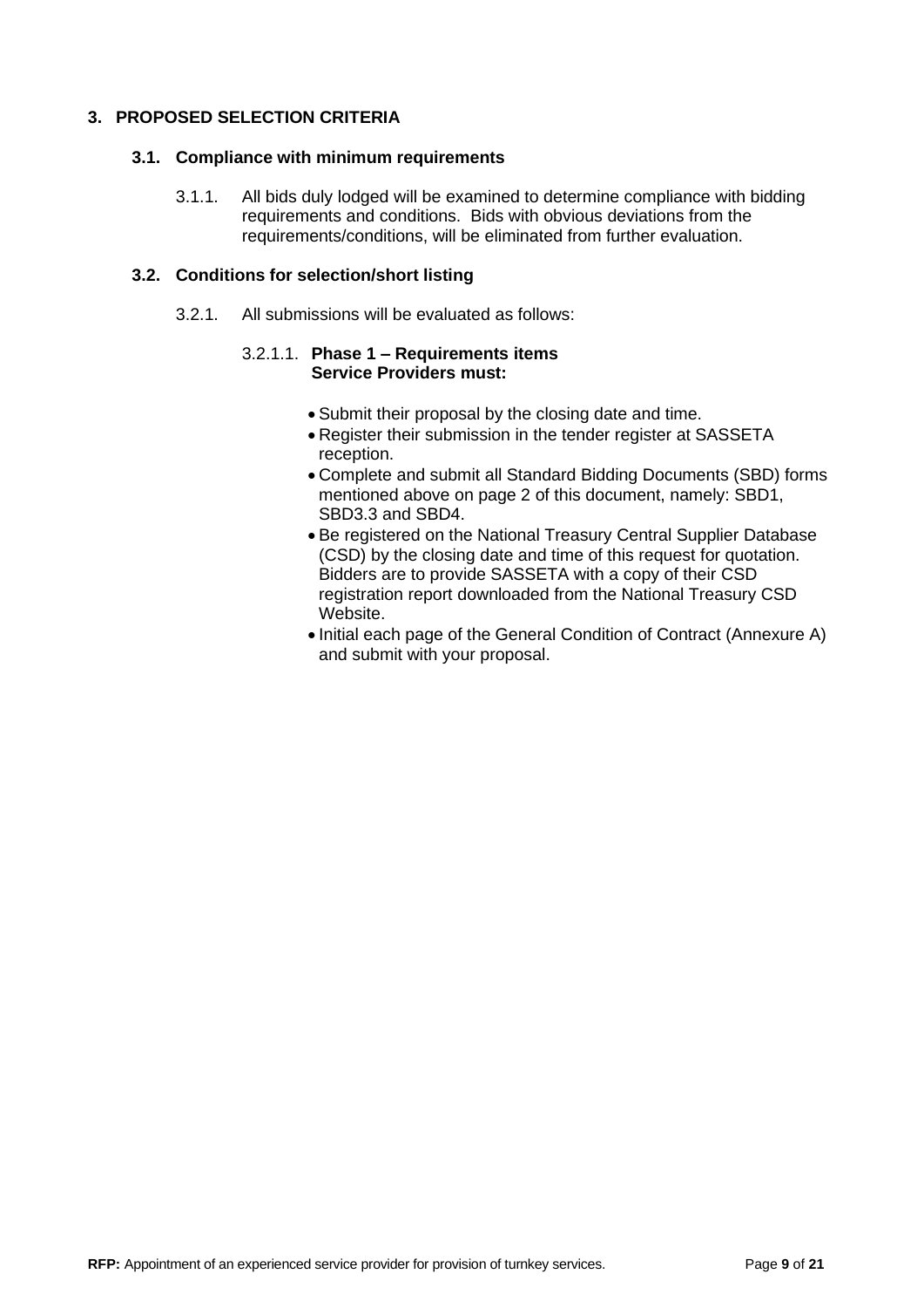## 3. PROPOSED SELECTION CRITERIA

### 3.1. Compliance with minimum requirements

3.1.1. All bids duly lodged will be examined to determine compliance with bidding requirements and conditions. Bids with obvious deviations from the requirements/conditions, will be eliminated from further evaluation.

### 3.2. Conditions for selection/short listing

3.2.1. All submissions will be evaluated as follows:

3.2.1.1. **Phase 1 – Requirements items**
**Service Providers must:**

- Submit their proposal by the closing date and time.
- Register their submission in the tender register at SASSETA reception.
- Complete and submit all Standard Bidding Documents (SBD) forms mentioned above on page 2 of this document, namely: SBD1, SBD3.3 and SBD4.
- Be registered on the National Treasury Central Supplier Database (CSD) by the closing date and time of this request for quotation. Bidders are to provide SASSETA with a copy of their CSD registration report downloaded from the National Treasury CSD Website.
- Initial each page of the General Condition of Contract (Annexure A) and submit with your proposal.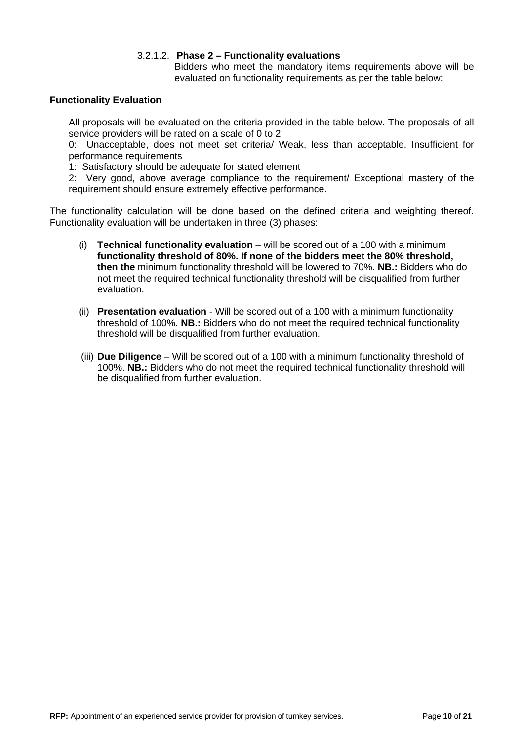3.2.1.2. **Phase 2 – Functionality evaluations**

Bidders who meet the mandatory items requirements above will be evaluated on functionality requirements as per the table below:

**Functionality Evaluation**

All proposals will be evaluated on the criteria provided in the table below. The proposals of all service providers will be rated on a scale of 0 to 2.

0: Unacceptable, does not meet set criteria/ Weak, less than acceptable. Insufficient for performance requirements

1: Satisfactory should be adequate for stated element

2: Very good, above average compliance to the requirement/ Exceptional mastery of the requirement should ensure extremely effective performance.

The functionality calculation will be done based on the defined criteria and weighting thereof. Functionality evaluation will be undertaken in three (3) phases:

(i) **Technical functionality evaluation** – will be scored out of a 100 with a minimum **functionality threshold of 80%. If none of the bidders meet the 80% threshold, then the** minimum functionality threshold will be lowered to 70%. **NB.:** Bidders who do not meet the required technical functionality threshold will be disqualified from further evaluation.

(ii) **Presentation evaluation** - Will be scored out of a 100 with a minimum functionality threshold of 100%. **NB.:** Bidders who do not meet the required technical functionality threshold will be disqualified from further evaluation.

(iii) **Due Diligence** – Will be scored out of a 100 with a minimum functionality threshold of 100%. **NB.:** Bidders who do not meet the required technical functionality threshold will be disqualified from further evaluation.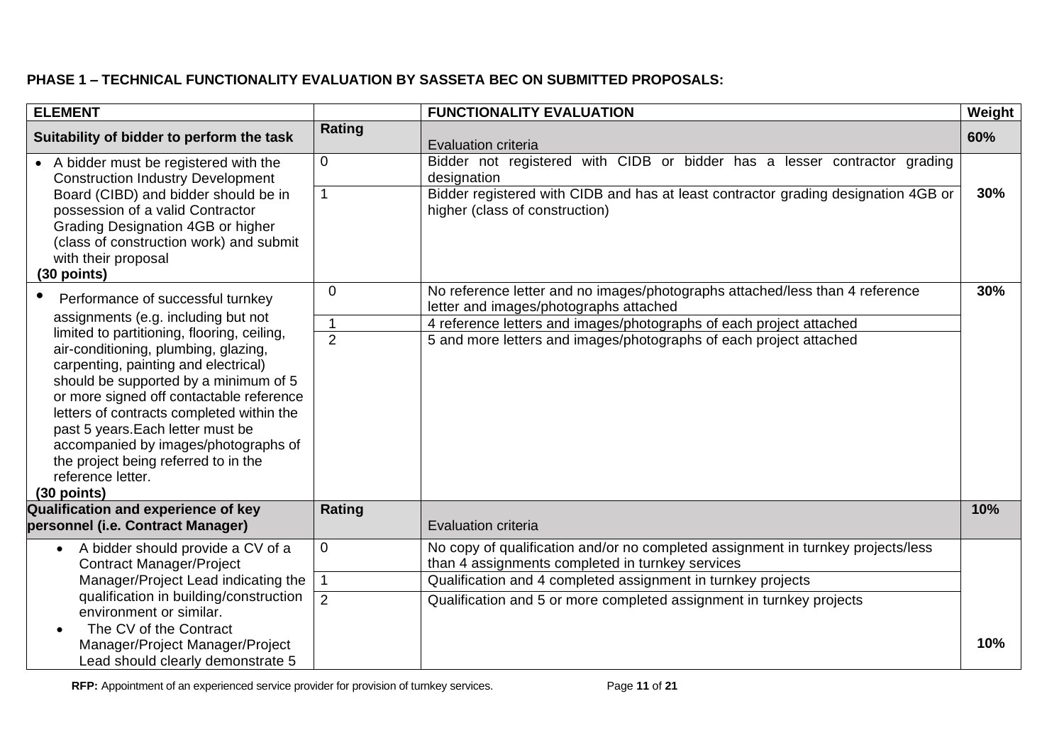**PHASE 1 – TECHNICAL FUNCTIONALITY EVALUATION BY SASSETA BEC ON SUBMITTED PROPOSALS:**

| **ELEMENT** | | **FUNCTIONALITY EVALUATION** | **Weight** |
|---|---|---|---|
| **Suitability of bidder to perform the task** | **Rating** | Evaluation criteria | **60%** |
| • A bidder must be registered with the Construction Industry Development Board (CIBD) and bidder should be in possession of a valid Contractor Grading Designation 4GB or higher (class of construction work) and submit with their proposal **(30 points)** | 0 | Bidder not registered with CIDB or bidder has a lesser contractor grading designation | **30%** |
| | 1 | Bidder registered with CIDB and has at least contractor grading designation 4GB or higher (class of construction) | |
| • Performance of successful turnkey assignments (e.g. including but not limited to partitioning, flooring, ceiling, air-conditioning, plumbing, glazing, carpenting, painting and electrical) should be supported by a minimum of 5 or more signed off contactable reference letters of contracts completed within the past 5 years.Each letter must be accompanied by images/photographs of the project being referred to in the reference letter. **(30 points)** | 0 | No reference letter and no images/photographs attached/less than 4 reference letter and images/photographs attached | **30%** |
| | 1 | 4 reference letters and images/photographs of each project attached | |
| | 2 | 5 and more letters and images/photographs of each project attached | |
| **Qualification and experience of key personnel (i.e. Contract Manager)** | **Rating** | Evaluation criteria | **10%** |
| • A bidder should provide a CV of a Contract Manager/Project Manager/Project Lead indicating the qualification in building/construction environment or similar. • The CV of the Contract Manager/Project Manager/Project Lead should clearly demonstrate 5 | 0 | No copy of qualification and/or no completed assignment in turnkey projects/less than 4 assignments completed in turnkey services | **10%** |
| | 1 | Qualification and 4 completed assignment in turnkey projects | |
| | 2 | Qualification and 5 or more completed assignment in turnkey projects | |

**RFP:** Appointment of an experienced service provider for provision of turnkey services.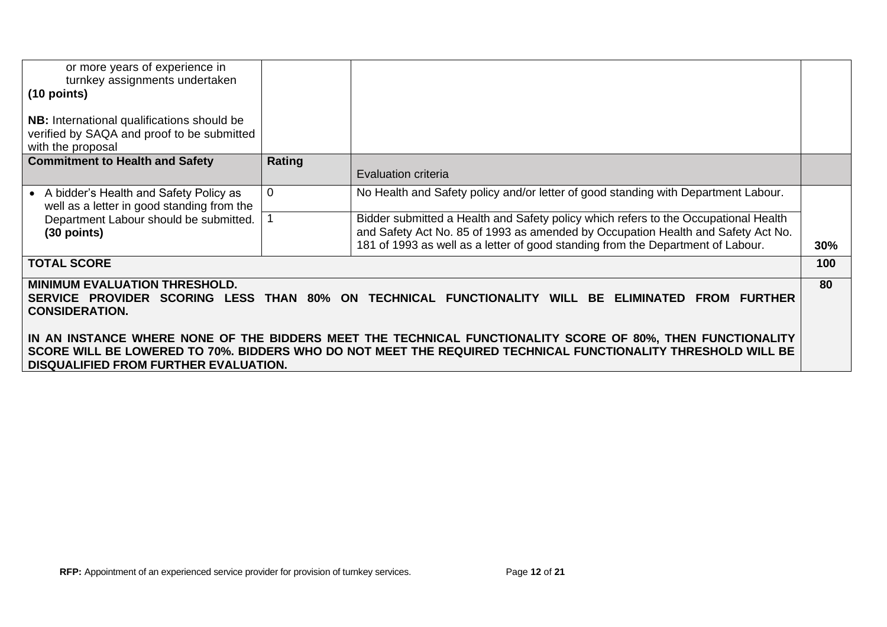| | | | |
|---|---|---|---|
| or more years of experience in turnkey assignments undertaken **(10 points)**<br><br>**NB:** International qualifications should be verified by SAQA and proof to be submitted with the proposal | | | |
| **Commitment to Health and Safety** | **Rating** | Evaluation criteria | |
| • A bidder's Health and Safety Policy as well as a letter in good standing from the Department Labour should be submitted. **(30 points)** | 0 | No Health and Safety policy and/or letter of good standing with Department Labour. | |
| | 1 | Bidder submitted a Health and Safety policy which refers to the Occupational Health and Safety Act No. 85 of 1993 as amended by Occupation Health and Safety Act No. 181 of 1993 as well as a letter of good standing from the Department of Labour. | **30%** |
| **TOTAL SCORE** | | | **100** |
| **MINIMUM EVALUATION THRESHOLD.**<br>**SERVICE PROVIDER SCORING LESS THAN 80% ON TECHNICAL FUNCTIONALITY WILL BE ELIMINATED FROM FURTHER CONSIDERATION.**<br><br>**IN AN INSTANCE WHERE NONE OF THE BIDDERS MEET THE TECHNICAL FUNCTIONALITY SCORE OF 80%, THEN FUNCTIONALITY SCORE WILL BE LOWERED TO 70%. BIDDERS WHO DO NOT MEET THE REQUIRED TECHNICAL FUNCTIONALITY THRESHOLD WILL BE DISQUALIFIED FROM FURTHER EVALUATION.** | | | **80** |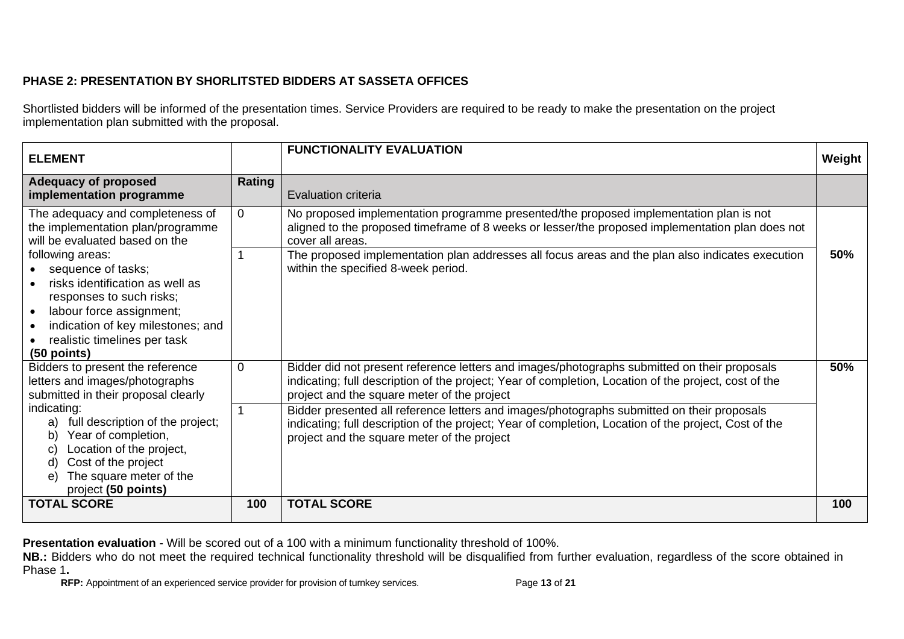**PHASE 2: PRESENTATION BY SHORLITSTED BIDDERS AT SASSETA OFFICES**

Shortlisted bidders will be informed of the presentation times. Service Providers are required to be ready to make the presentation on the project implementation plan submitted with the proposal.

| **ELEMENT** | | **FUNCTIONALITY EVALUATION** | **Weight** |
|---|---|---|---|
| **Adequacy of proposed implementation programme** | **Rating** | Evaluation criteria | |
| The adequacy and completeness of the implementation plan/programme will be evaluated based on the following areas:<br>• sequence of tasks;<br>• risks identification as well as responses to such risks;<br>• labour force assignment;<br>• indication of key milestones; and<br>• realistic timelines per task<br>**(50 points)** | 0 | No proposed implementation programme presented/the proposed implementation plan is not aligned to the proposed timeframe of 8 weeks or lesser/the proposed implementation plan does not cover all areas. | **50%** |
| | 1 | The proposed implementation plan addresses all focus areas and the plan also indicates execution within the specified 8-week period. | |
| Bidders to present the reference letters and images/photographs submitted in their proposal clearly indicating:<br>a) full description of the project;<br>b) Year of completion,<br>c) Location of the project,<br>d) Cost of the project<br>e) The square meter of the project **(50 points)** | 0 | Bidder did not present reference letters and images/photographs submitted on their proposals indicating; full description of the project; Year of completion, Location of the project, cost of the project and the square meter of the project | **50%** |
| | 1 | Bidder presented all reference letters and images/photographs submitted on their proposals indicating; full description of the project; Year of completion, Location of the project, Cost of the project and the square meter of the project | |
| **TOTAL SCORE** | **100** | **TOTAL SCORE** | **100** |

**Presentation evaluation** - Will be scored out of a 100 with a minimum functionality threshold of 100%.

**NB.:** Bidders who do not meet the required technical functionality threshold will be disqualified from further evaluation, regardless of the score obtained in Phase 1**.**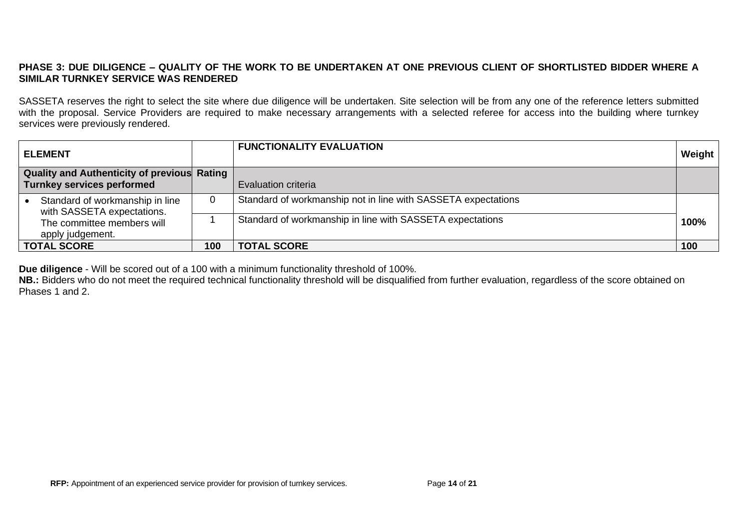**PHASE 3: DUE DILIGENCE – QUALITY OF THE WORK TO BE UNDERTAKEN AT ONE PREVIOUS CLIENT OF SHORTLISTED BIDDER WHERE A SIMILAR TURNKEY SERVICE WAS RENDERED**

SASSETA reserves the right to select the site where due diligence will be undertaken. Site selection will be from any one of the reference letters submitted with the proposal. Service Providers are required to make necessary arrangements with a selected referee for access into the building where turnkey services were previously rendered.

| ELEMENT | | FUNCTIONALITY EVALUATION | Weight |
|---|---|---|---|
| **Quality and Authenticity of previous Turnkey services performed** | **Rating** | Evaluation criteria | |
| • Standard of workmanship in line with SASSETA expectations. The committee members will apply judgement. | 0 | Standard of workmanship not in line with SASSETA expectations | **100%** |
| | 1 | Standard of workmanship in line with SASSETA expectations | |
| **TOTAL SCORE** | **100** | **TOTAL SCORE** | **100** |

**Due diligence** - Will be scored out of a 100 with a minimum functionality threshold of 100%.

**NB.:** Bidders who do not meet the required technical functionality threshold will be disqualified from further evaluation, regardless of the score obtained on Phases 1 and 2.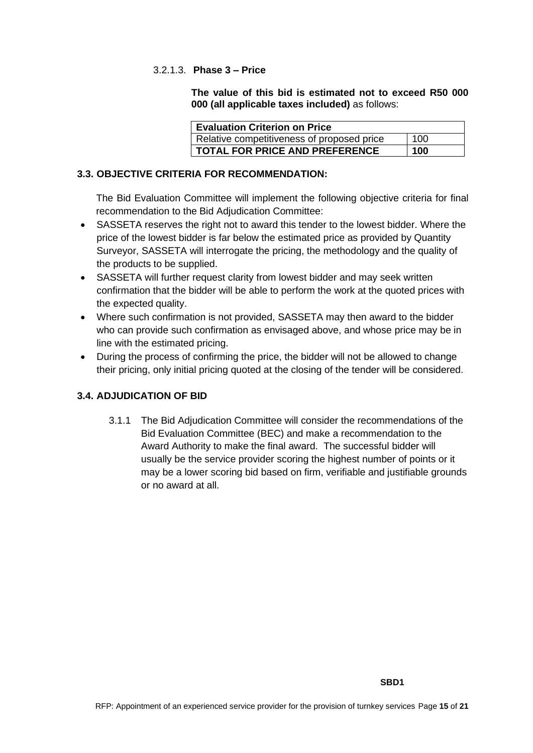3.2.1.3. **Phase 3 – Price**

**The value of this bid is estimated not to exceed R50 000 000 (all applicable taxes included)** as follows:

| **Evaluation Criterion on Price** | |
|---|---|
| Relative competitiveness of proposed price | 100 |
| **TOTAL FOR PRICE AND PREFERENCE** | **100** |

### 3.3. OBJECTIVE CRITERIA FOR RECOMMENDATION:

The Bid Evaluation Committee will implement the following objective criteria for final recommendation to the Bid Adjudication Committee:

- SASSETA reserves the right not to award this tender to the lowest bidder. Where the price of the lowest bidder is far below the estimated price as provided by Quantity Surveyor, SASSETA will interrogate the pricing, the methodology and the quality of the products to be supplied.
- SASSETA will further request clarity from lowest bidder and may seek written confirmation that the bidder will be able to perform the work at the quoted prices with the expected quality.
- Where such confirmation is not provided, SASSETA may then award to the bidder who can provide such confirmation as envisaged above, and whose price may be in line with the estimated pricing.
- During the process of confirming the price, the bidder will not be allowed to change their pricing, only initial pricing quoted at the closing of the tender will be considered.

### 3.4. ADJUDICATION OF BID

3.1.1 The Bid Adjudication Committee will consider the recommendations of the Bid Evaluation Committee (BEC) and make a recommendation to the Award Authority to make the final award. The successful bidder will usually be the service provider scoring the highest number of points or it may be a lower scoring bid based on firm, verifiable and justifiable grounds or no award at all.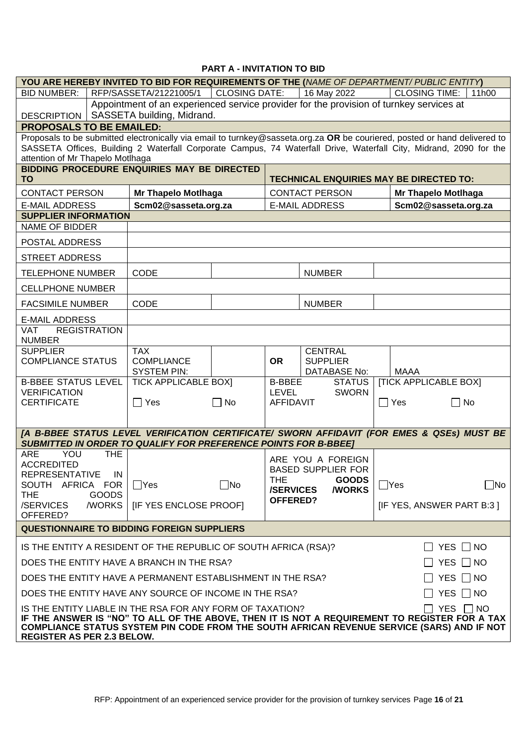## PART A - INVITATION TO BID

| YOU ARE HEREBY INVITED TO BID FOR REQUIREMENTS OF THE (*NAME OF DEPARTMENT/ PUBLIC ENTITY*) | | | | | |
|---|---|---|---|---|---|
| BID NUMBER: | RFP/SASSETA/21221005/1 | CLOSING DATE: | 16 May 2022 | CLOSING TIME: | 11h00 |
| DESCRIPTION | Appointment of an experienced service provider for the provision of turnkey services at SASSETA building, Midrand. | | | | |

**PROPOSALS TO BE EMAILED:**

Proposals to be submitted electronically via email to turnkey@sasseta.org.za **OR** be couriered, posted or hand delivered to SASSETA Offices, Building 2 Waterfall Corporate Campus, 74 Waterfall Drive, Waterfall City, Midrand, 2090 for the attention of Mr Thapelo Motlhaga

| BIDDING PROCEDURE ENQUIRIES MAY BE DIRECTED TO | | TECHNICAL ENQUIRIES MAY BE DIRECTED TO: | |
|---|---|---|---|
| CONTACT PERSON | **Mr Thapelo Motlhaga** | CONTACT PERSON | **Mr Thapelo Motlhaga** |
| E-MAIL ADDRESS | **Scm02@sasseta.org.za** | E-MAIL ADDRESS | **Scm02@sasseta.org.za** |

| SUPPLIER INFORMATION | | | | | |
|---|---|---|---|---|---|
| NAME OF BIDDER | | | | | |
| POSTAL ADDRESS | | | | | |
| STREET ADDRESS | | | | | |
| TELEPHONE NUMBER | CODE | | | NUMBER | |
| CELLPHONE NUMBER | | | | | |
| FACSIMILE NUMBER | CODE | | | NUMBER | |
| E-MAIL ADDRESS | | | | | |
| VAT REGISTRATION NUMBER | | | | | |
| SUPPLIER COMPLIANCE STATUS | TAX COMPLIANCE SYSTEM PIN: | | OR | CENTRAL SUPPLIER DATABASE No: | MAAA |
| B-BBEE STATUS LEVEL VERIFICATION CERTIFICATE | TICK APPLICABLE BOX] ☐ Yes ☐ No | | B-BBEE STATUS LEVEL SWORN AFFIDAVIT | | [TICK APPLICABLE BOX] ☐ Yes ☐ No |

***[A B-BBEE STATUS LEVEL VERIFICATION CERTIFICATE/ SWORN AFFIDAVIT (FOR EMES & QSEs) MUST BE SUBMITTED IN ORDER TO QUALIFY FOR PREFERENCE POINTS FOR B-BBEE]***

| ARE YOU THE ACCREDITED REPRESENTATIVE IN SOUTH AFRICA FOR THE GOODS /SERVICES /WORKS OFFERED? | ☐Yes ☐No [IF YES ENCLOSE PROOF] | ARE YOU A FOREIGN BASED SUPPLIER FOR THE GOODS /SERVICES /WORKS OFFERED? | ☐Yes ☐No [IF YES, ANSWER PART B:3 ] |
|---|---|---|---|

**QUESTIONNAIRE TO BIDDING FOREIGN SUPPLIERS**

| | |
|---|---|
| IS THE ENTITY A RESIDENT OF THE REPUBLIC OF SOUTH AFRICA (RSA)? | ☐ YES ☐ NO |
| DOES THE ENTITY HAVE A BRANCH IN THE RSA? | ☐ YES ☐ NO |
| DOES THE ENTITY HAVE A PERMANENT ESTABLISHMENT IN THE RSA? | ☐ YES ☐ NO |
| DOES THE ENTITY HAVE ANY SOURCE OF INCOME IN THE RSA? | ☐ YES ☐ NO |
| IS THE ENTITY LIABLE IN THE RSA FOR ANY FORM OF TAXATION? | ☐ YES ☐ NO |

**IF THE ANSWER IS "NO" TO ALL OF THE ABOVE, THEN IT IS NOT A REQUIREMENT TO REGISTER FOR A TAX COMPLIANCE STATUS SYSTEM PIN CODE FROM THE SOUTH AFRICAN REVENUE SERVICE (SARS) AND IF NOT REGISTER AS PER 2.3 BELOW.**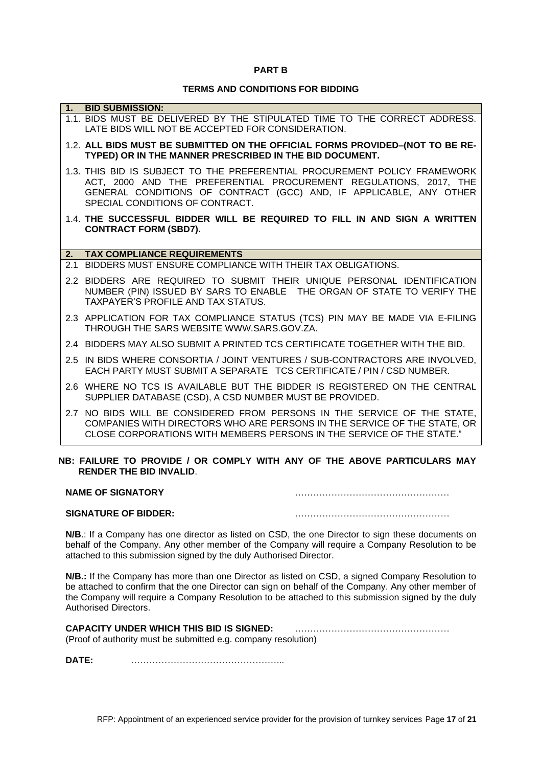**PART B**

**TERMS AND CONDITIONS FOR BIDDING**

| **1. BID SUBMISSION:** |
|---|
| 1.1. BIDS MUST BE DELIVERED BY THE STIPULATED TIME TO THE CORRECT ADDRESS. LATE BIDS WILL NOT BE ACCEPTED FOR CONSIDERATION. |
| 1.2. **ALL BIDS MUST BE SUBMITTED ON THE OFFICIAL FORMS PROVIDED–(NOT TO BE RE-TYPED) OR IN THE MANNER PRESCRIBED IN THE BID DOCUMENT.** |
| 1.3. THIS BID IS SUBJECT TO THE PREFERENTIAL PROCUREMENT POLICY FRAMEWORK ACT, 2000 AND THE PREFERENTIAL PROCUREMENT REGULATIONS, 2017, THE GENERAL CONDITIONS OF CONTRACT (GCC) AND, IF APPLICABLE, ANY OTHER SPECIAL CONDITIONS OF CONTRACT. |
| 1.4. **THE SUCCESSFUL BIDDER WILL BE REQUIRED TO FILL IN AND SIGN A WRITTEN CONTRACT FORM (SBD7).** |

| **2. TAX COMPLIANCE REQUIREMENTS** |
|---|
| 2.1 BIDDERS MUST ENSURE COMPLIANCE WITH THEIR TAX OBLIGATIONS. |
| 2.2 BIDDERS ARE REQUIRED TO SUBMIT THEIR UNIQUE PERSONAL IDENTIFICATION NUMBER (PIN) ISSUED BY SARS TO ENABLE THE ORGAN OF STATE TO VERIFY THE TAXPAYER'S PROFILE AND TAX STATUS. |
| 2.3 APPLICATION FOR TAX COMPLIANCE STATUS (TCS) PIN MAY BE MADE VIA E-FILING THROUGH THE SARS WEBSITE WWW.SARS.GOV.ZA. |
| 2.4 BIDDERS MAY ALSO SUBMIT A PRINTED TCS CERTIFICATE TOGETHER WITH THE BID. |
| 2.5 IN BIDS WHERE CONSORTIA / JOINT VENTURES / SUB-CONTRACTORS ARE INVOLVED, EACH PARTY MUST SUBMIT A SEPARATE TCS CERTIFICATE / PIN / CSD NUMBER. |
| 2.6 WHERE NO TCS IS AVAILABLE BUT THE BIDDER IS REGISTERED ON THE CENTRAL SUPPLIER DATABASE (CSD), A CSD NUMBER MUST BE PROVIDED. |
| 2.7 NO BIDS WILL BE CONSIDERED FROM PERSONS IN THE SERVICE OF THE STATE, COMPANIES WITH DIRECTORS WHO ARE PERSONS IN THE SERVICE OF THE STATE, OR CLOSE CORPORATIONS WITH MEMBERS PERSONS IN THE SERVICE OF THE STATE." |

**NB: FAILURE TO PROVIDE / OR COMPLY WITH ANY OF THE ABOVE PARTICULARS MAY RENDER THE BID INVALID**.

**NAME OF SIGNATORY** ……………………………………………

**SIGNATURE OF BIDDER:** ……………………………………………

**N/B**.: If a Company has one director as listed on CSD, the one Director to sign these documents on behalf of the Company. Any other member of the Company will require a Company Resolution to be attached to this submission signed by the duly Authorised Director.

**N/B.:** If the Company has more than one Director as listed on CSD, a signed Company Resolution to be attached to confirm that the one Director can sign on behalf of the Company. Any other member of the Company will require a Company Resolution to be attached to this submission signed by the duly Authorised Directors.

**CAPACITY UNDER WHICH THIS BID IS SIGNED:** ……………………………………………
(Proof of authority must be submitted e.g. company resolution)

**DATE:** …………………………………………..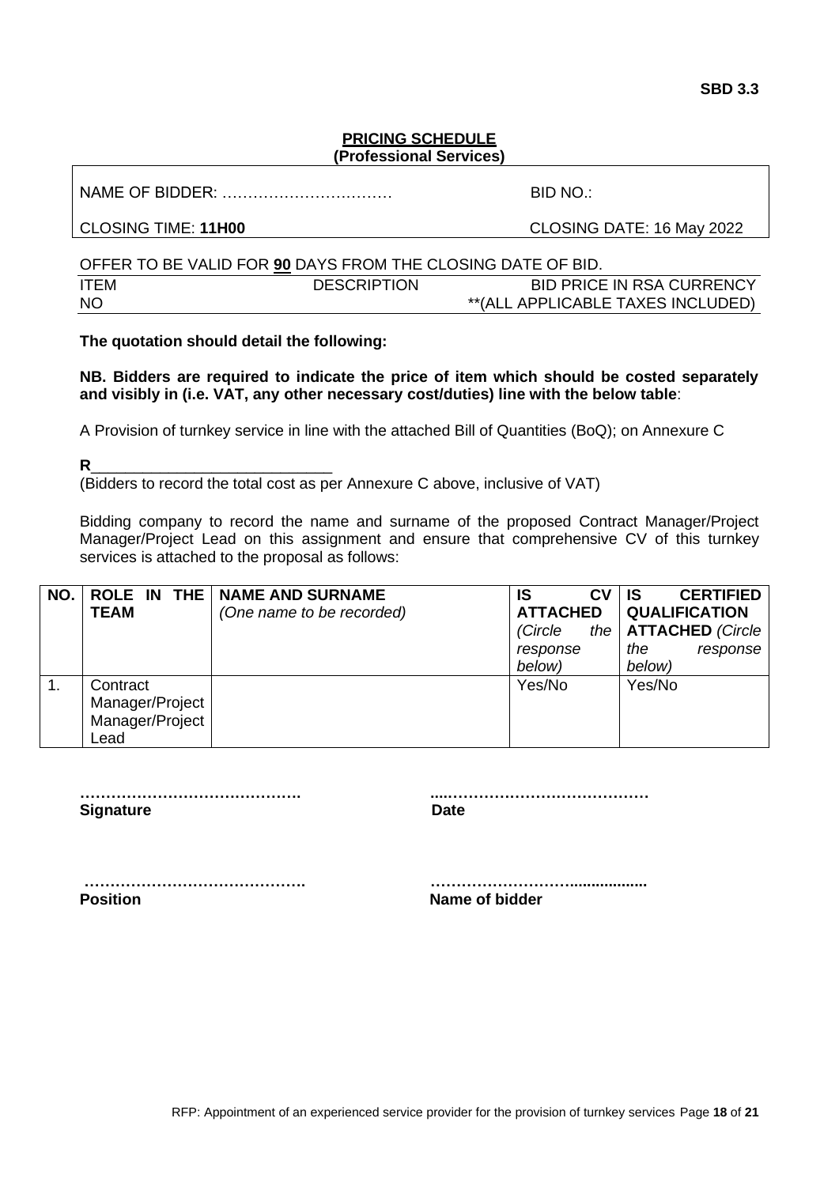**SBD 3.3**

**PRICING SCHEDULE**
**(Professional Services)**

NAME OF BIDDER: …………………………… BID NO.:

CLOSING TIME: **11H00** CLOSING DATE: 16 May 2022

OFFER TO BE VALID FOR **90** DAYS FROM THE CLOSING DATE OF BID.

| ITEM NO | DESCRIPTION | BID PRICE IN RSA CURRENCY **(ALL APPLICABLE TAXES INCLUDED) |
|---|---|---|

**The quotation should detail the following:**

**NB. Bidders are required to indicate the price of item which should be costed separately and visibly in (i.e. VAT, any other necessary cost/duties) line with the below table**:

A Provision of turnkey service in line with the attached Bill of Quantities (BoQ); on Annexure C

**R**___________________________

(Bidders to record the total cost as per Annexure C above, inclusive of VAT)

Bidding company to record the name and surname of the proposed Contract Manager/Project Manager/Project Lead on this assignment and ensure that comprehensive CV of this turnkey services is attached to the proposal as follows:

| NO. | ROLE IN THE TEAM | NAME AND SURNAME *(One name to be recorded)* | IS CV ATTACHED *(Circle the response below)* | IS CERTIFIED QUALIFICATION ATTACHED *(Circle the response below)* |
|---|---|---|---|---|
| 1. | Contract Manager/Project Manager/Project Lead | | Yes/No | Yes/No |

**…………………………………….** **....………………………………….**
**Signature** **Date**

**…………………………………….** **……………………….................**
**Position** **Name of bidder**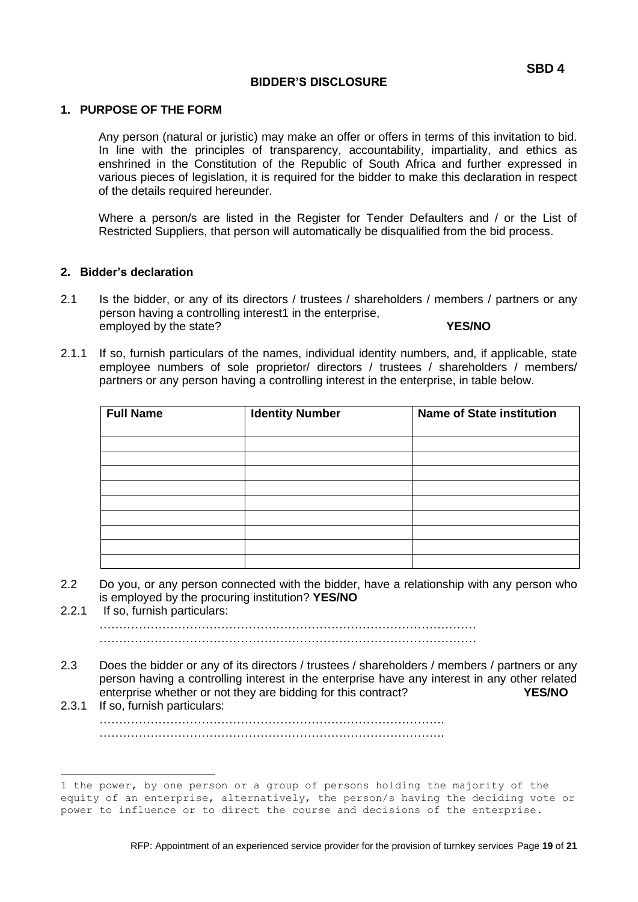**SBD 4**

# BIDDER'S DISCLOSURE

## 1. PURPOSE OF THE FORM

Any person (natural or juristic) may make an offer or offers in terms of this invitation to bid. In line with the principles of transparency, accountability, impartiality, and ethics as enshrined in the Constitution of the Republic of South Africa and further expressed in various pieces of legislation, it is required for the bidder to make this declaration in respect of the details required hereunder.

Where a person/s are listed in the Register for Tender Defaulters and / or the List of Restricted Suppliers, that person will automatically be disqualified from the bid process.

## 2. Bidder's declaration

2.1 Is the bidder, or any of its directors / trustees / shareholders / members / partners or any person having a controlling interest[1] in the enterprise, employed by the state? **YES/NO**

2.1.1 If so, furnish particulars of the names, individual identity numbers, and, if applicable, state employee numbers of sole proprietor/ directors / trustees / shareholders / members/ partners or any person having a controlling interest in the enterprise, in table below.

| Full Name | Identity Number | Name of State institution |
|---|---|---|
| | | |
| | | |
| | | |
| | | |
| | | |
| | | |
| | | |
| | | |
| | | |

2.2 Do you, or any person connected with the bidder, have a relationship with any person who is employed by the procuring institution? **YES/NO**

2.2.1 If so, furnish particulars:

……………………………………………………………………………………
……………………………………………………………………………………

2.3 Does the bidder or any of its directors / trustees / shareholders / members / partners or any person having a controlling interest in the enterprise have any interest in any other related enterprise whether or not they are bidding for this contract? **YES/NO**

2.3.1 If so, furnish particulars:

…………………………………………………………………………….
…………………………………………………………………………….

[1] the power, by one person or a group of persons holding the majority of the equity of an enterprise, alternatively, the person/s having the deciding vote or power to influence or to direct the course and decisions of the enterprise.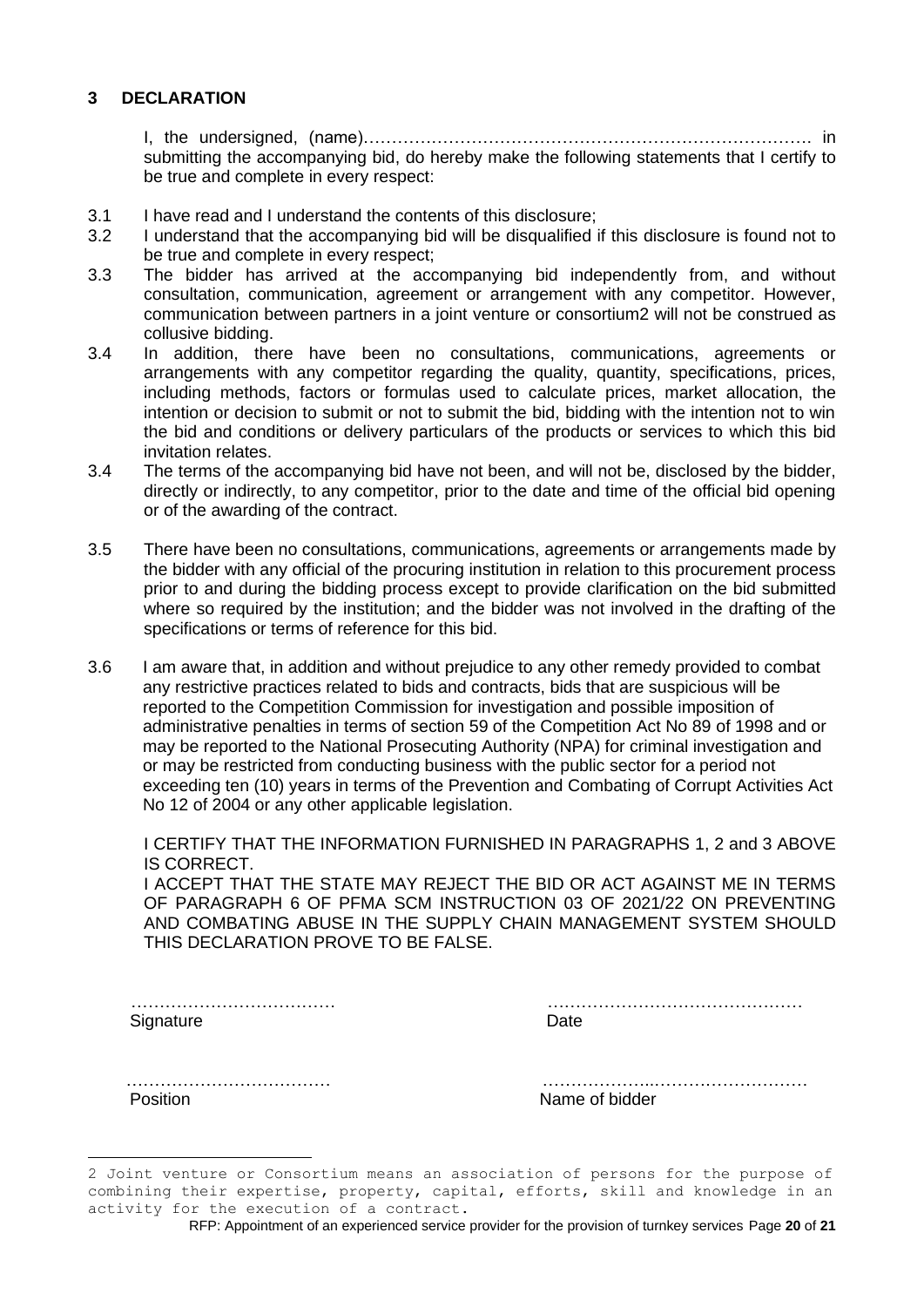## 3 DECLARATION

I, the undersigned, (name)……………………………………………………………………… in submitting the accompanying bid, do hereby make the following statements that I certify to be true and complete in every respect:

3.1 I have read and I understand the contents of this disclosure;

3.2 I understand that the accompanying bid will be disqualified if this disclosure is found not to be true and complete in every respect;

3.3 The bidder has arrived at the accompanying bid independently from, and without consultation, communication, agreement or arrangement with any competitor. However, communication between partners in a joint venture or consortium[2] will not be construed as collusive bidding.

3.4 In addition, there have been no consultations, communications, agreements or arrangements with any competitor regarding the quality, quantity, specifications, prices, including methods, factors or formulas used to calculate prices, market allocation, the intention or decision to submit or not to submit the bid, bidding with the intention not to win the bid and conditions or delivery particulars of the products or services to which this bid invitation relates.

3.4 The terms of the accompanying bid have not been, and will not be, disclosed by the bidder, directly or indirectly, to any competitor, prior to the date and time of the official bid opening or of the awarding of the contract.

3.5 There have been no consultations, communications, agreements or arrangements made by the bidder with any official of the procuring institution in relation to this procurement process prior to and during the bidding process except to provide clarification on the bid submitted where so required by the institution; and the bidder was not involved in the drafting of the specifications or terms of reference for this bid.

3.6 I am aware that, in addition and without prejudice to any other remedy provided to combat any restrictive practices related to bids and contracts, bids that are suspicious will be reported to the Competition Commission for investigation and possible imposition of administrative penalties in terms of section 59 of the Competition Act No 89 of 1998 and or may be reported to the National Prosecuting Authority (NPA) for criminal investigation and or may be restricted from conducting business with the public sector for a period not exceeding ten (10) years in terms of the Prevention and Combating of Corrupt Activities Act No 12 of 2004 or any other applicable legislation.

I CERTIFY THAT THE INFORMATION FURNISHED IN PARAGRAPHS 1, 2 and 3 ABOVE IS CORRECT.

I ACCEPT THAT THE STATE MAY REJECT THE BID OR ACT AGAINST ME IN TERMS OF PARAGRAPH 6 OF PFMA SCM INSTRUCTION 03 OF 2021/22 ON PREVENTING AND COMBATING ABUSE IN THE SUPPLY CHAIN MANAGEMENT SYSTEM SHOULD THIS DECLARATION PROVE TO BE FALSE.

……………………………… ………………………………………
Signature Date

……………………………… ………………………………………
Position Name of bidder

---

[2] Joint venture or Consortium means an association of persons for the purpose of combining their expertise, property, capital, efforts, skill and knowledge in an activity for the execution of a contract.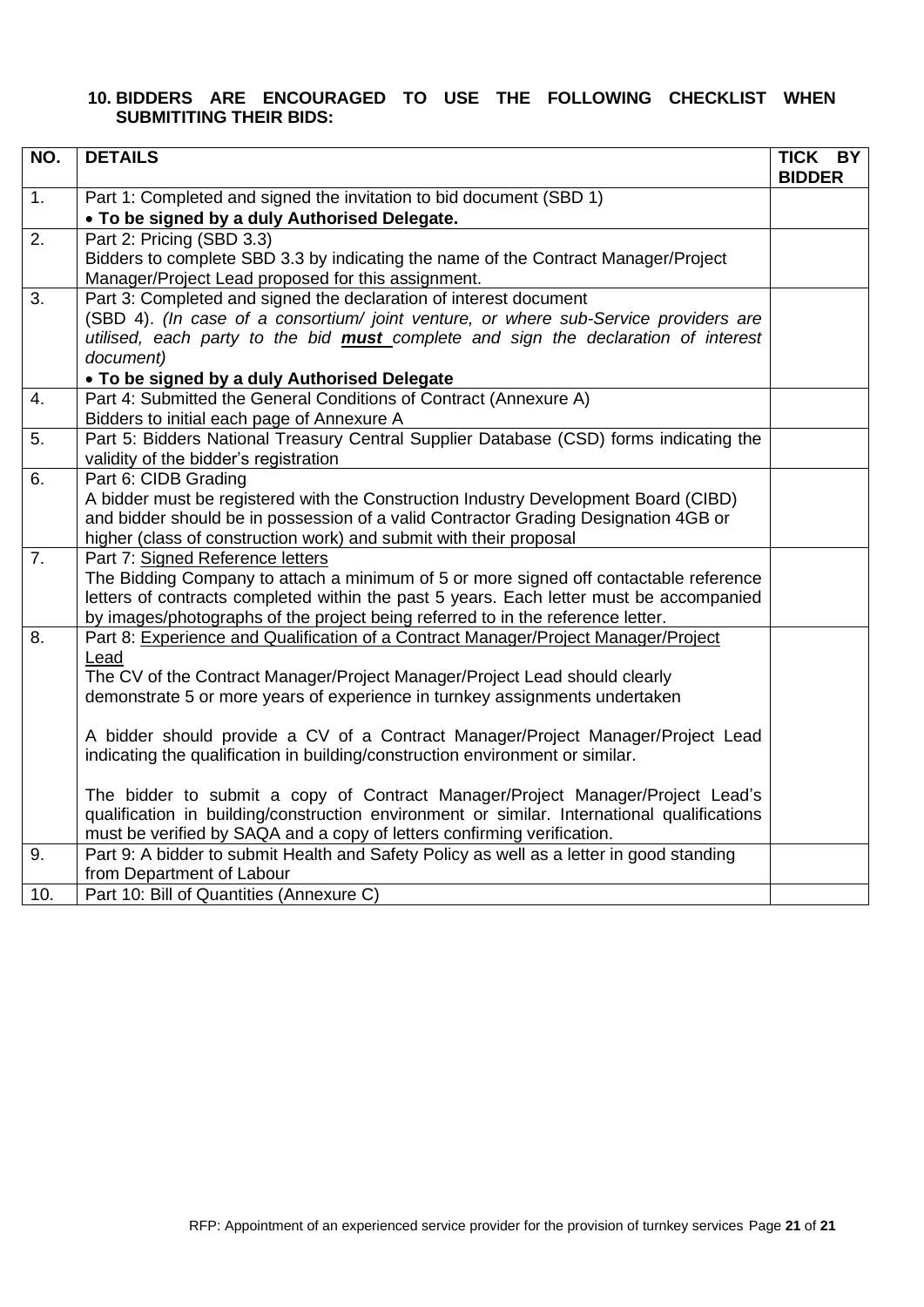### 10. BIDDERS ARE ENCOURAGED TO USE THE FOLLOWING CHECKLIST WHEN SUBMITITING THEIR BIDS:

| NO. | DETAILS | TICK BY BIDDER |
|---|---|---|
| 1. | Part 1: Completed and signed the invitation to bid document (SBD 1)<br>• **To be signed by a duly Authorised Delegate.** | |
| 2. | Part 2: Pricing (SBD 3.3)<br>Bidders to complete SBD 3.3 by indicating the name of the Contract Manager/Project Manager/Project Lead proposed for this assignment. | |
| 3. | Part 3: Completed and signed the declaration of interest document (SBD 4). *(In case of a consortium/ joint venture, or where sub-Service providers are utilised, each party to the bid* ***must*** *complete and sign the declaration of interest document)*<br>• **To be signed by a duly Authorised Delegate** | |
| 4. | Part 4: Submitted the General Conditions of Contract (Annexure A)<br>Bidders to initial each page of Annexure A | |
| 5. | Part 5: Bidders National Treasury Central Supplier Database (CSD) forms indicating the validity of the bidder's registration | |
| 6. | Part 6: CIDB Grading<br>A bidder must be registered with the Construction Industry Development Board (CIBD) and bidder should be in possession of a valid Contractor Grading Designation 4GB or higher (class of construction work) and submit with their proposal | |
| 7. | Part 7: Signed Reference letters<br>The Bidding Company to attach a minimum of 5 or more signed off contactable reference letters of contracts completed within the past 5 years. Each letter must be accompanied by images/photographs of the project being referred to in the reference letter. | |
| 8. | Part 8: Experience and Qualification of a Contract Manager/Project Manager/Project Lead<br>The CV of the Contract Manager/Project Manager/Project Lead should clearly demonstrate 5 or more years of experience in turnkey assignments undertaken<br><br>A bidder should provide a CV of a Contract Manager/Project Manager/Project Lead indicating the qualification in building/construction environment or similar.<br><br>The bidder to submit a copy of Contract Manager/Project Manager/Project Lead's qualification in building/construction environment or similar. International qualifications must be verified by SAQA and a copy of letters confirming verification. | |
| 9. | Part 9: A bidder to submit Health and Safety Policy as well as a letter in good standing from Department of Labour | |
| 10. | Part 10: Bill of Quantities (Annexure C) | |